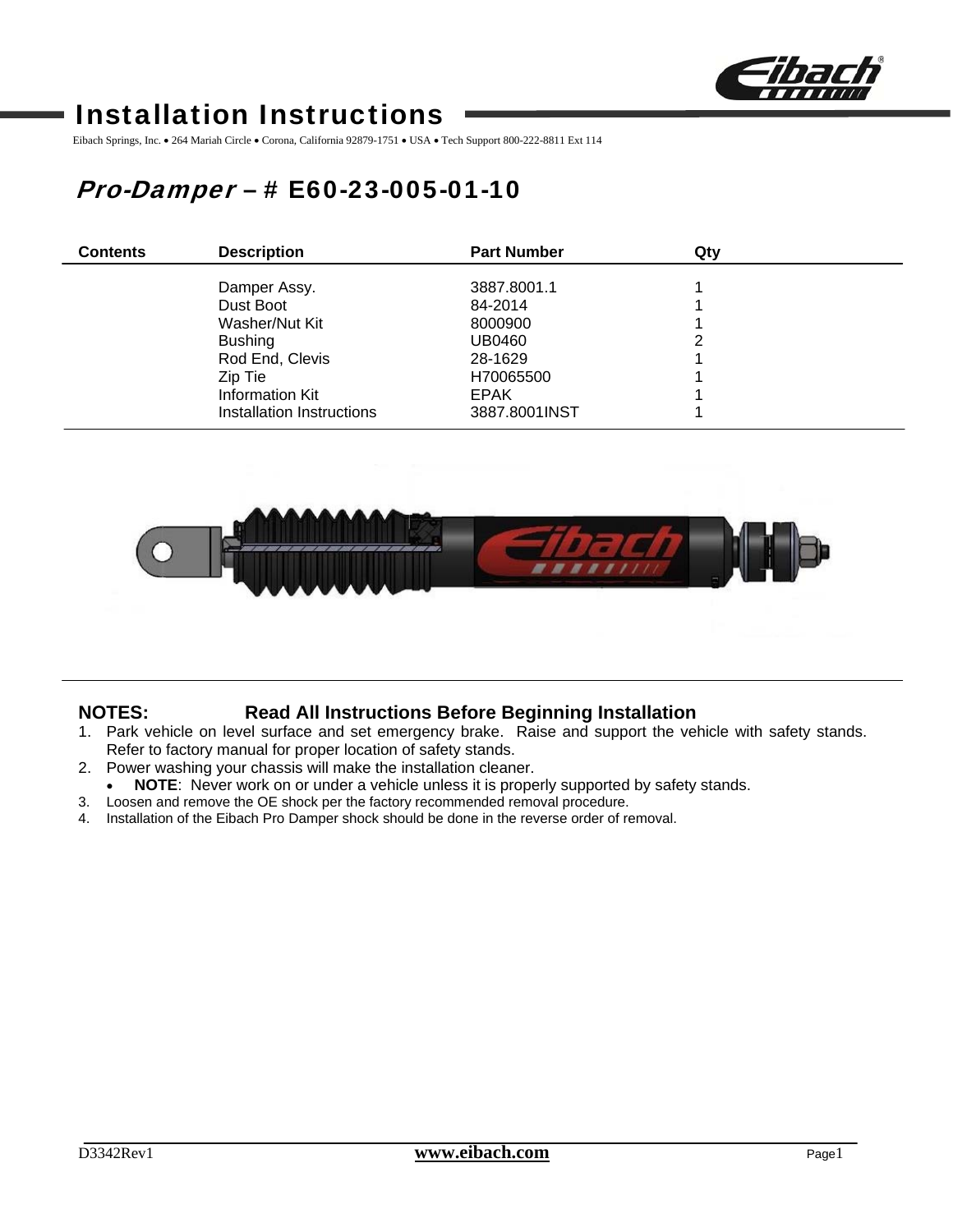# Installation Instructions

Eibach Springs, Inc. • 264 Mariah Circle • Corona, California 92879-1751 • USA • Tech Support 800-222-8811 Ext 114

## *Pro-Damper* – # E60-23-005-01-10

| Contents | Description | Part Number | Qty |
|---|---|---|---|
| | Damper Assy. | 3887.8001.1 | 1 |
| | Dust Boot | 84-2014 | 1 |
| | Washer/Nut Kit | 8000900 | 1 |
| | Bushing | UB0460 | 2 |
| | Rod End, Clevis | 28-1629 | 1 |
| | Zip Tie | H70065500 | 1 |
| | Information Kit | EPAK | 1 |
| | Installation Instructions | 3887.8001INST | 1 |

**NOTES: Read All Instructions Before Beginning Installation**

1. Park vehicle on level surface and set emergency brake. Raise and support the vehicle with safety stands. Refer to factory manual for proper location of safety stands.
2. Power washing your chassis will make the installation cleaner.
   - **NOTE**: Never work on or under a vehicle unless it is properly supported by safety stands.
3. Loosen and remove the OE shock per the factory recommended removal procedure.
4. Installation of the Eibach Pro Damper shock should be done in the reverse order of removal.

D3342Rev1 www.eibach.com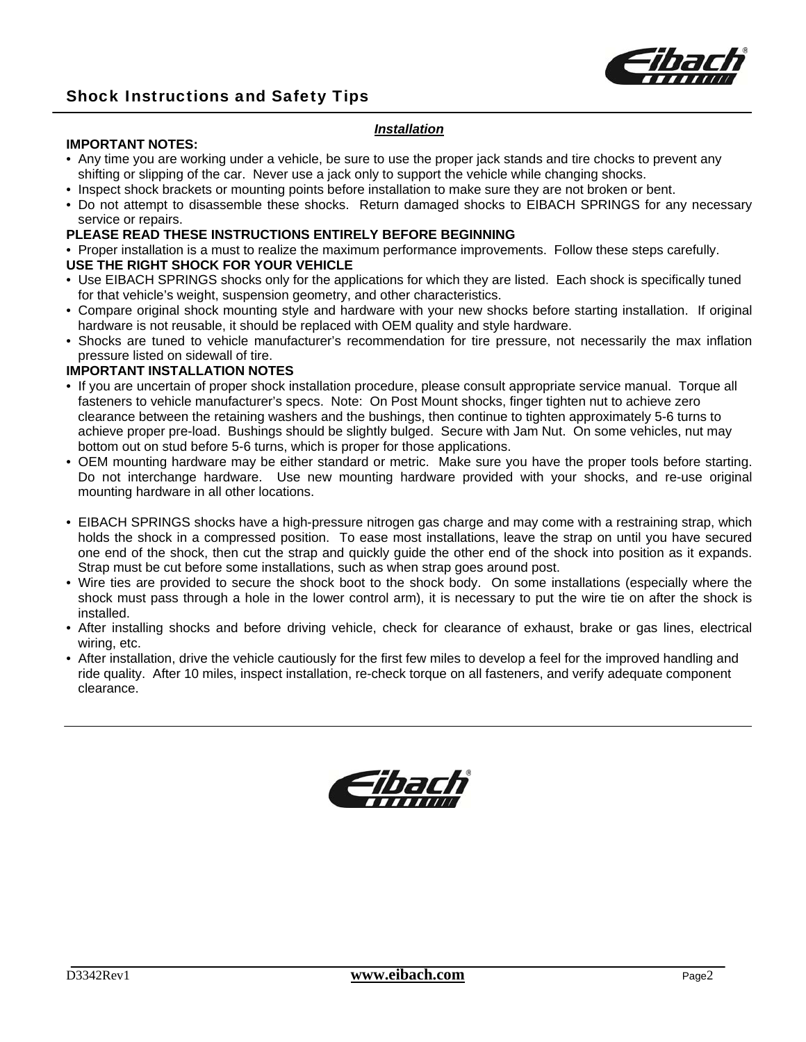## Shock Instructions and Safety Tips

### *Installation*

**IMPORTANT NOTES:**

- Any time you are working under a vehicle, be sure to use the proper jack stands and tire chocks to prevent any shifting or slipping of the car. Never use a jack only to support the vehicle while changing shocks.
- Inspect shock brackets or mounting points before installation to make sure they are not broken or bent.
- Do not attempt to disassemble these shocks. Return damaged shocks to EIBACH SPRINGS for any necessary service or repairs.

**PLEASE READ THESE INSTRUCTIONS ENTIRELY BEFORE BEGINNING**

- Proper installation is a must to realize the maximum performance improvements. Follow these steps carefully.

**USE THE RIGHT SHOCK FOR YOUR VEHICLE**

- Use EIBACH SPRINGS shocks only for the applications for which they are listed. Each shock is specifically tuned for that vehicle's weight, suspension geometry, and other characteristics.
- Compare original shock mounting style and hardware with your new shocks before starting installation. If original hardware is not reusable, it should be replaced with OEM quality and style hardware.
- Shocks are tuned to vehicle manufacturer's recommendation for tire pressure, not necessarily the max inflation pressure listed on sidewall of tire.

**IMPORTANT INSTALLATION NOTES**

- If you are uncertain of proper shock installation procedure, please consult appropriate service manual. Torque all fasteners to vehicle manufacturer's specs. Note: On Post Mount shocks, finger tighten nut to achieve zero clearance between the retaining washers and the bushings, then continue to tighten approximately 5-6 turns to achieve proper pre-load. Bushings should be slightly bulged. Secure with Jam Nut. On some vehicles, nut may bottom out on stud before 5-6 turns, which is proper for those applications.
- OEM mounting hardware may be either standard or metric. Make sure you have the proper tools before starting. Do not interchange hardware. Use new mounting hardware provided with your shocks, and re-use original mounting hardware in all other locations.
- EIBACH SPRINGS shocks have a high-pressure nitrogen gas charge and may come with a restraining strap, which holds the shock in a compressed position. To ease most installations, leave the strap on until you have secured one end of the shock, then cut the strap and quickly guide the other end of the shock into position as it expands. Strap must be cut before some installations, such as when strap goes around post.
- Wire ties are provided to secure the shock boot to the shock body. On some installations (especially where the shock must pass through a hole in the lower control arm), it is necessary to put the wire tie on after the shock is installed.
- After installing shocks and before driving vehicle, check for clearance of exhaust, brake or gas lines, electrical wiring, etc.
- After installation, drive the vehicle cautiously for the first few miles to develop a feel for the improved handling and ride quality. After 10 miles, inspect installation, re-check torque on all fasteners, and verify adequate component clearance.